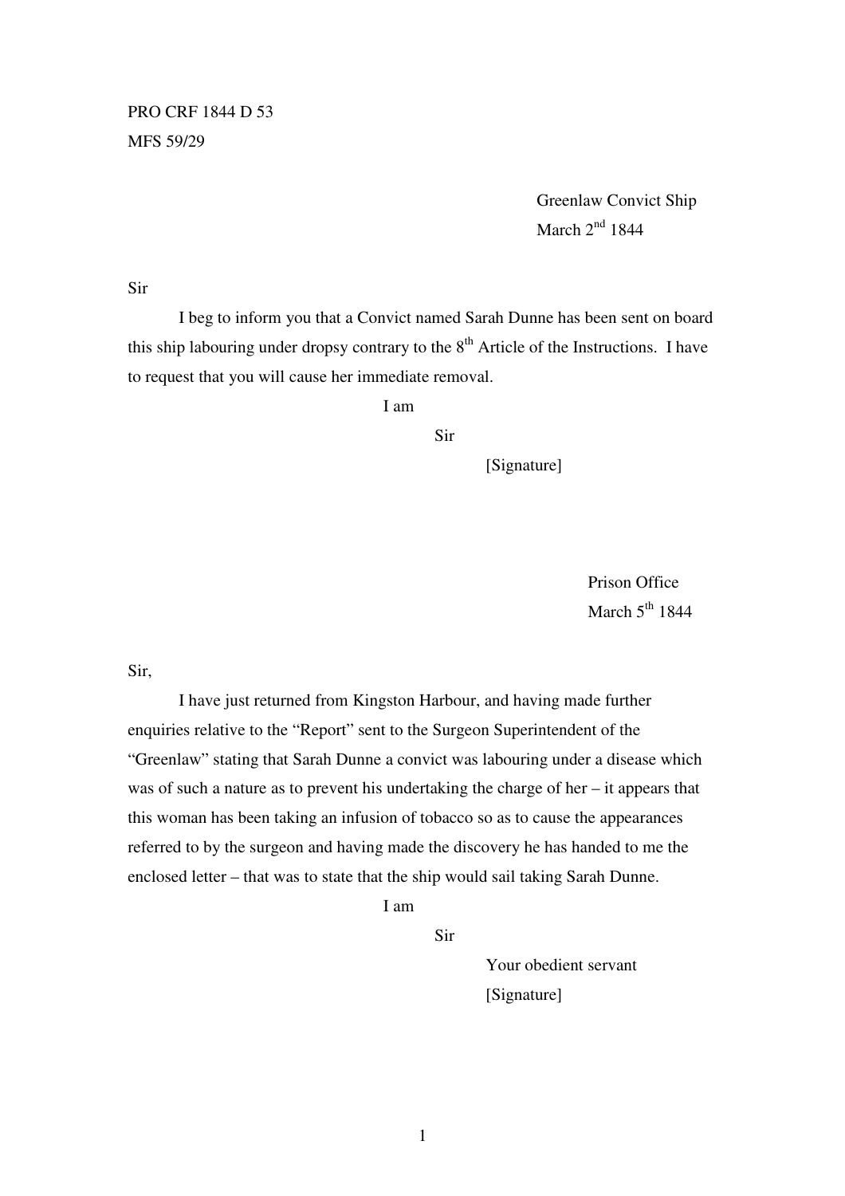PRO CRF 1844 D 53
MFS 59/29

Greenlaw Convict Ship
March 2nd 1844

Sir

I beg to inform you that a Convict named Sarah Dunne has been sent on board this ship labouring under dropsy contrary to the 8th Article of the Instructions. I have to request that you will cause her immediate removal.

I am
Sir
[Signature]

Prison Office
March 5th 1844

Sir,

I have just returned from Kingston Harbour, and having made further enquiries relative to the "Report" sent to the Surgeon Superintendent of the "Greenlaw" stating that Sarah Dunne a convict was labouring under a disease which was of such a nature as to prevent his undertaking the charge of her – it appears that this woman has been taking an infusion of tobacco so as to cause the appearances referred to by the surgeon and having made the discovery he has handed to me the enclosed letter – that was to state that the ship would sail taking Sarah Dunne.

I am
Sir
Your obedient servant
[Signature]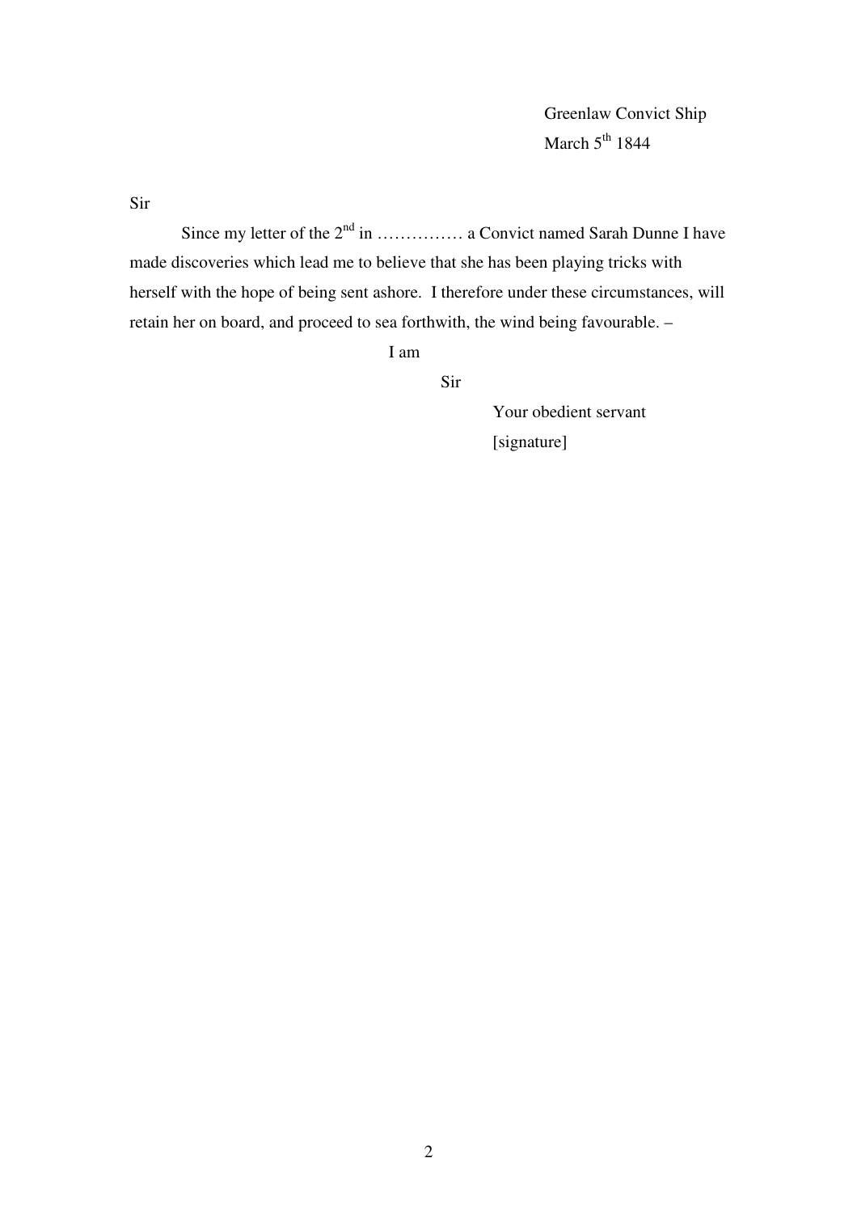Greenlaw Convict Ship
March 5th 1844

Sir

Since my letter of the 2nd in …………… a Convict named Sarah Dunne I have made discoveries which lead me to believe that she has been playing tricks with herself with the hope of being sent ashore. I therefore under these circumstances, will retain her on board, and proceed to sea forthwith, the wind being favourable. –

I am

Sir

Your obedient servant

[signature]